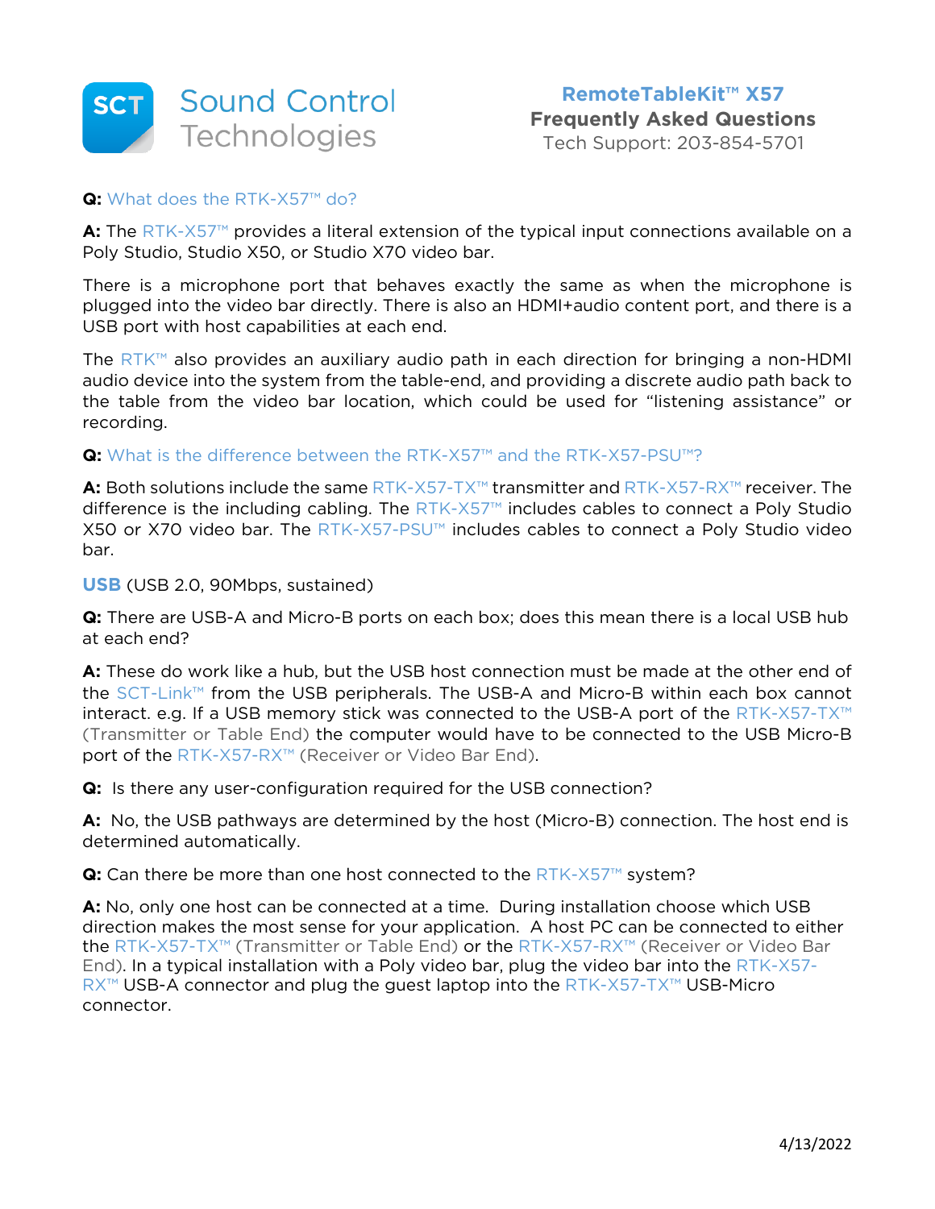**Sound Control Technologies**

**RemoteTableKit™ X57**
**Frequently Asked Questions**
Tech Support: 203-854-5701

**Q:** What does the RTK-X57™ do?

**A:** The RTK-X57™ provides a literal extension of the typical input connections available on a Poly Studio, Studio X50, or Studio X70 video bar.

There is a microphone port that behaves exactly the same as when the microphone is plugged into the video bar directly. There is also an HDMI+audio content port, and there is a USB port with host capabilities at each end.

The RTK™ also provides an auxiliary audio path in each direction for bringing a non-HDMI audio device into the system from the table-end, and providing a discrete audio path back to the table from the video bar location, which could be used for "listening assistance" or recording.

**Q:** What is the difference between the RTK-X57™ and the RTK-X57-PSU™?

**A:** Both solutions include the same RTK-X57-TX™ transmitter and RTK-X57-RX™ receiver. The difference is the including cabling. The RTK-X57™ includes cables to connect a Poly Studio X50 or X70 video bar. The RTK-X57-PSU™ includes cables to connect a Poly Studio video bar.

**USB** (USB 2.0, 90Mbps, sustained)

**Q:** There are USB-A and Micro-B ports on each box; does this mean there is a local USB hub at each end?

**A:** These do work like a hub, but the USB host connection must be made at the other end of the SCT-Link™ from the USB peripherals. The USB-A and Micro-B within each box cannot interact. e.g. If a USB memory stick was connected to the USB-A port of the RTK-X57-TX™ (Transmitter or Table End) the computer would have to be connected to the USB Micro-B port of the RTK-X57-RX™ (Receiver or Video Bar End).

**Q:** Is there any user-configuration required for the USB connection?

**A:** No, the USB pathways are determined by the host (Micro-B) connection. The host end is determined automatically.

**Q:** Can there be more than one host connected to the RTK-X57™ system?

**A:** No, only one host can be connected at a time. During installation choose which USB direction makes the most sense for your application. A host PC can be connected to either the RTK-X57-TX™ (Transmitter or Table End) or the RTK-X57-RX™ (Receiver or Video Bar End). In a typical installation with a Poly video bar, plug the video bar into the RTK-X57-RX™ USB-A connector and plug the guest laptop into the RTK-X57-TX™ USB-Micro connector.

4/13/2022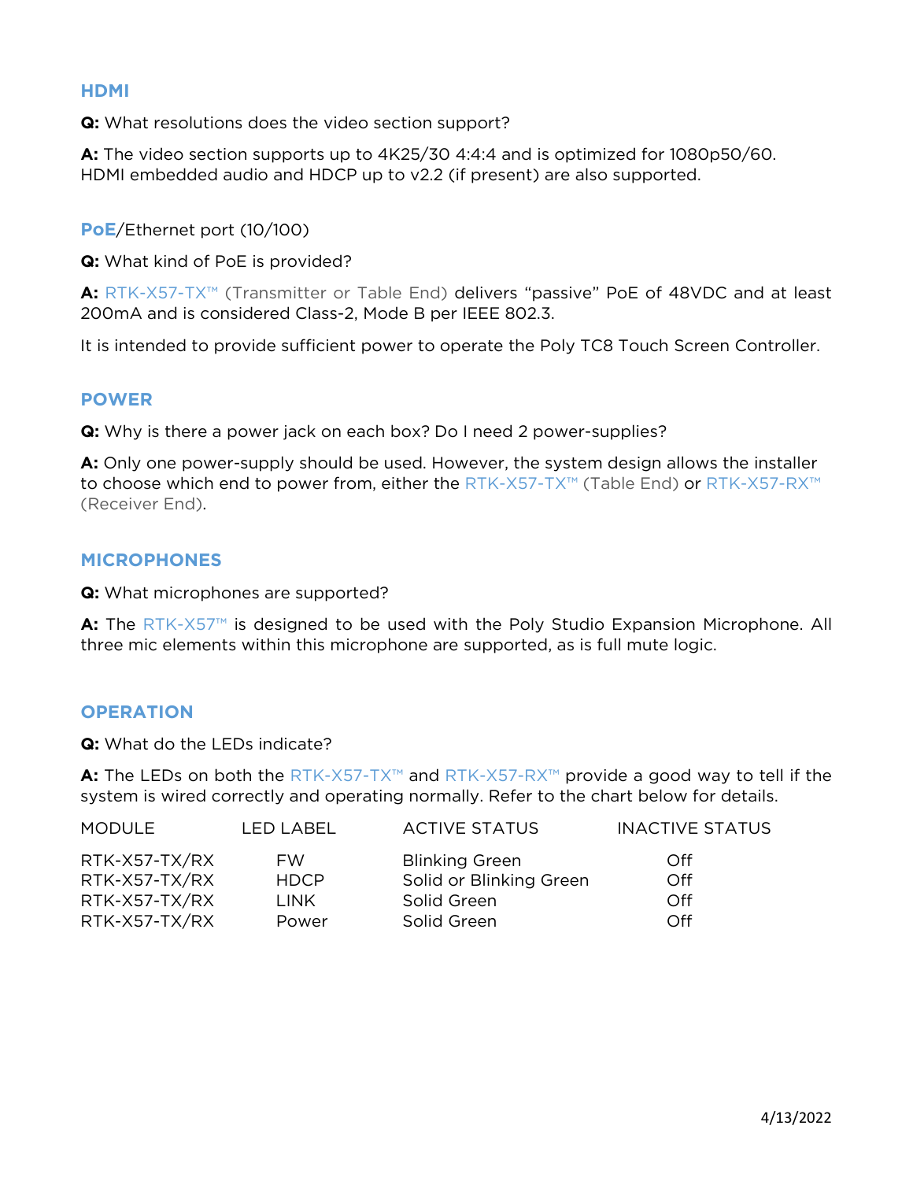## HDMI

**Q:** What resolutions does the video section support?

**A:** The video section supports up to 4K25/30 4:4:4 and is optimized for 1080p50/60. HDMI embedded audio and HDCP up to v2.2 (if present) are also supported.

## PoE/Ethernet port (10/100)

**Q:** What kind of PoE is provided?

**A:** RTK-X57-TX™ (Transmitter or Table End) delivers "passive" PoE of 48VDC and at least 200mA and is considered Class-2, Mode B per IEEE 802.3.

It is intended to provide sufficient power to operate the Poly TC8 Touch Screen Controller.

## POWER

**Q:** Why is there a power jack on each box? Do I need 2 power-supplies?

**A:** Only one power-supply should be used. However, the system design allows the installer to choose which end to power from, either the RTK-X57-TX™ (Table End) or RTK-X57-RX™ (Receiver End).

## MICROPHONES

**Q:** What microphones are supported?

**A:** The RTK-X57™ is designed to be used with the Poly Studio Expansion Microphone. All three mic elements within this microphone are supported, as is full mute logic.

## OPERATION

**Q:** What do the LEDs indicate?

**A:** The LEDs on both the RTK-X57-TX™ and RTK-X57-RX™ provide a good way to tell if the system is wired correctly and operating normally. Refer to the chart below for details.

| MODULE | LED LABEL | ACTIVE STATUS | INACTIVE STATUS |
|---|---|---|---|
| RTK-X57-TX/RX | FW | Blinking Green | Off |
| RTK-X57-TX/RX | HDCP | Solid or Blinking Green | Off |
| RTK-X57-TX/RX | LINK | Solid Green | Off |
| RTK-X57-TX/RX | Power | Solid Green | Off |

4/13/2022